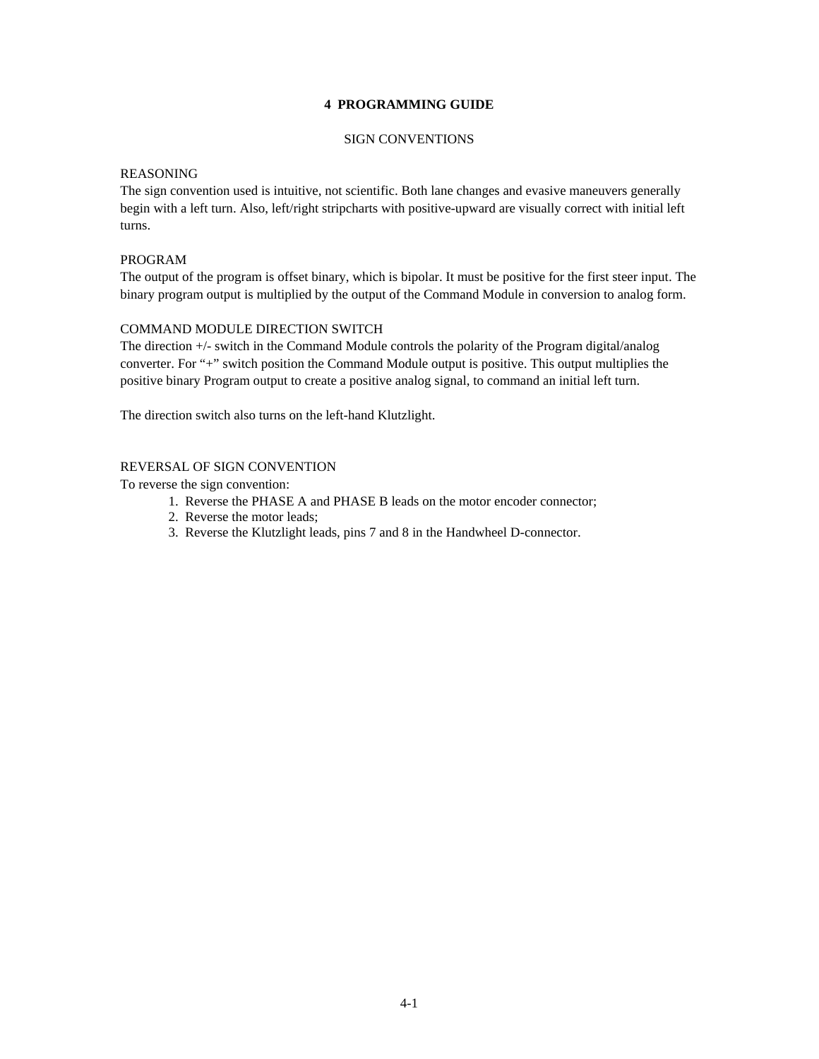# 4 PROGRAMMING GUIDE

## SIGN CONVENTIONS

### REASONING

The sign convention used is intuitive, not scientific. Both lane changes and evasive maneuvers generally begin with a left turn. Also, left/right stripcharts with positive-upward are visually correct with initial left turns.

### PROGRAM

The output of the program is offset binary, which is bipolar. It must be positive for the first steer input. The binary program output is multiplied by the output of the Command Module in conversion to analog form.

### COMMAND MODULE DIRECTION SWITCH

The direction +/- switch in the Command Module controls the polarity of the Program digital/analog converter. For "+" switch position the Command Module output is positive. This output multiplies the positive binary Program output to create a positive analog signal, to command an initial left turn.

The direction switch also turns on the left-hand Klutzlight.

### REVERSAL OF SIGN CONVENTION

To reverse the sign convention:

1. Reverse the PHASE A and PHASE B leads on the motor encoder connector;
2. Reverse the motor leads;
3. Reverse the Klutzlight leads, pins 7 and 8 in the Handwheel D-connector.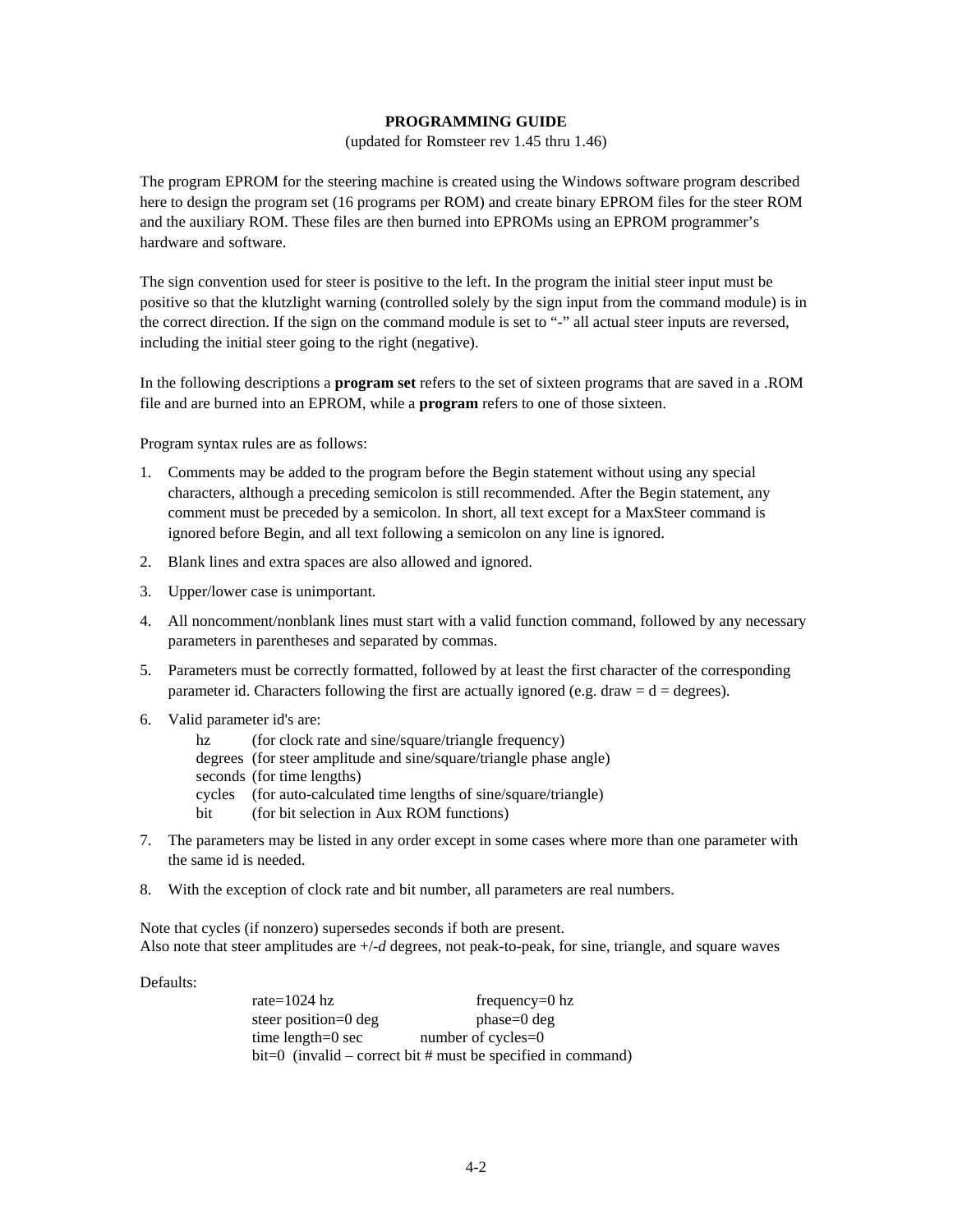**PROGRAMMING GUIDE**

(updated for Romsteer rev 1.45 thru 1.46)

The program EPROM for the steering machine is created using the Windows software program described here to design the program set (16 programs per ROM) and create binary EPROM files for the steer ROM and the auxiliary ROM. These files are then burned into EPROMs using an EPROM programmer's hardware and software.

The sign convention used for steer is positive to the left. In the program the initial steer input must be positive so that the klutzlight warning (controlled solely by the sign input from the command module) is in the correct direction. If the sign on the command module is set to "-" all actual steer inputs are reversed, including the initial steer going to the right (negative).

In the following descriptions a **program set** refers to the set of sixteen programs that are saved in a .ROM file and are burned into an EPROM, while a **program** refers to one of those sixteen.

Program syntax rules are as follows:

1. Comments may be added to the program before the Begin statement without using any special characters, although a preceding semicolon is still recommended. After the Begin statement, any comment must be preceded by a semicolon. In short, all text except for a MaxSteer command is ignored before Begin, and all text following a semicolon on any line is ignored.
2. Blank lines and extra spaces are also allowed and ignored.
3. Upper/lower case is unimportant.
4. All noncomment/nonblank lines must start with a valid function command, followed by any necessary parameters in parentheses and separated by commas.
5. Parameters must be correctly formatted, followed by at least the first character of the corresponding parameter id. Characters following the first are actually ignored (e.g. draw = d = degrees).
6. Valid parameter id's are:
   - hz (for clock rate and sine/square/triangle frequency)
   - degrees (for steer amplitude and sine/square/triangle phase angle)
   - seconds (for time lengths)
   - cycles (for auto-calculated time lengths of sine/square/triangle)
   - bit (for bit selection in Aux ROM functions)
7. The parameters may be listed in any order except in some cases where more than one parameter with the same id is needed.
8. With the exception of clock rate and bit number, all parameters are real numbers.

Note that cycles (if nonzero) supersedes seconds if both are present.
Also note that steer amplitudes are +/-*d* degrees, not peak-to-peak, for sine, triangle, and square waves

Defaults:

rate=1024 hz　　　　frequency=0 hz
steer position=0 deg　　　　phase=0 deg
time length=0 sec　　　　number of cycles=0
bit=0 (invalid – correct bit # must be specified in command)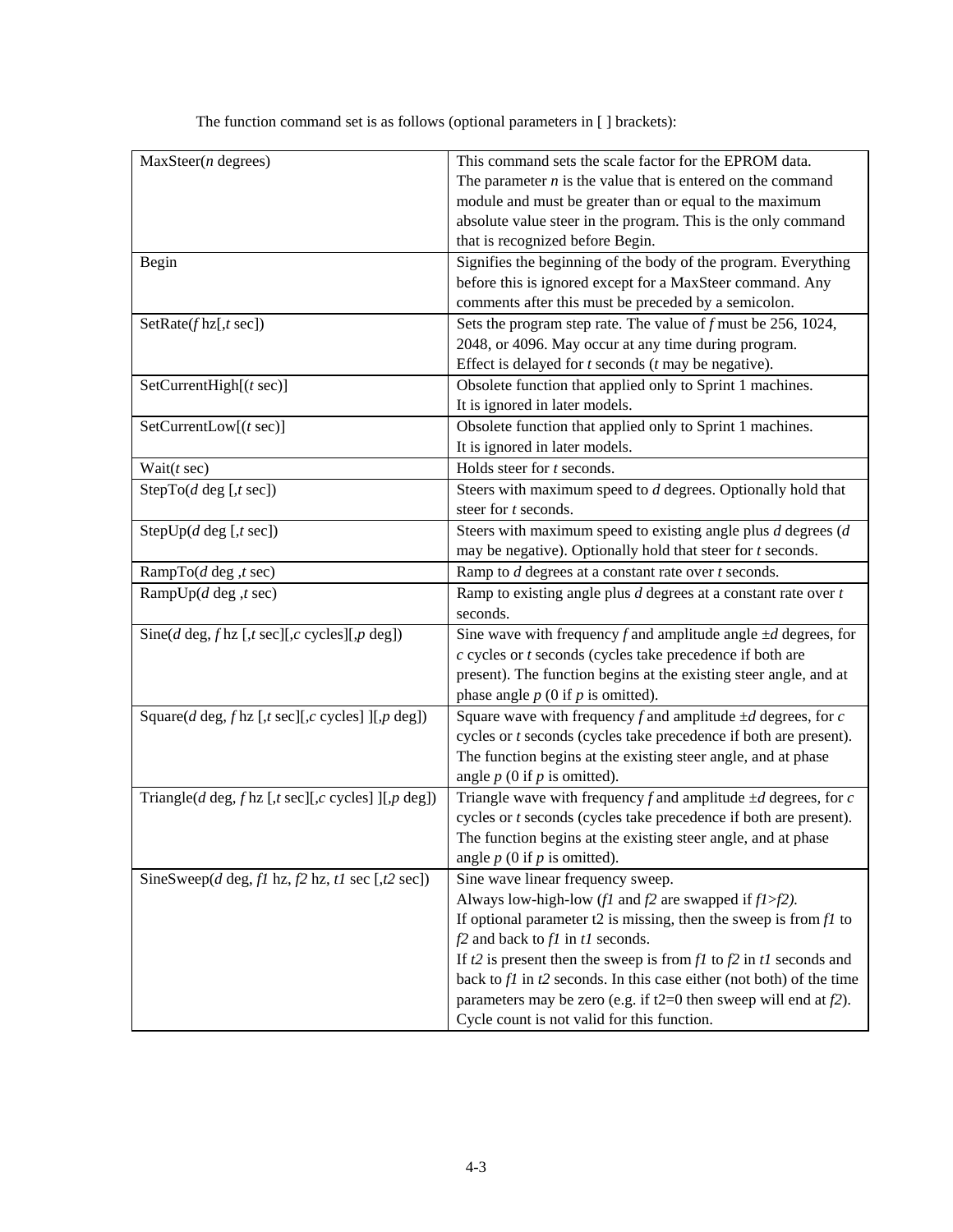The function command set is as follows (optional parameters in [ ] brackets):

| | |
|---|---|
| MaxSteer(*n* degrees) | This command sets the scale factor for the EPROM data. The parameter *n* is the value that is entered on the command module and must be greater than or equal to the maximum absolute value steer in the program. This is the only command that is recognized before Begin. |
| Begin | Signifies the beginning of the body of the program. Everything before this is ignored except for a MaxSteer command. Any comments after this must be preceded by a semicolon. |
| SetRate(*f* hz[,*t* sec]) | Sets the program step rate. The value of *f* must be 256, 1024, 2048, or 4096. May occur at any time during program. Effect is delayed for *t* seconds (*t* may be negative). |
| SetCurrentHigh[(*t* sec)] | Obsolete function that applied only to Sprint 1 machines. It is ignored in later models. |
| SetCurrentLow[(*t* sec)] | Obsolete function that applied only to Sprint 1 machines. It is ignored in later models. |
| Wait(*t* sec) | Holds steer for *t* seconds. |
| StepTo(*d* deg [,*t* sec]) | Steers with maximum speed to *d* degrees. Optionally hold that steer for *t* seconds. |
| StepUp(*d* deg [,*t* sec]) | Steers with maximum speed to existing angle plus *d* degrees (*d* may be negative). Optionally hold that steer for *t* seconds. |
| RampTo(*d* deg ,*t* sec) | Ramp to *d* degrees at a constant rate over *t* seconds. |
| RampUp(*d* deg ,*t* sec) | Ramp to existing angle plus *d* degrees at a constant rate over *t* seconds. |
| Sine(*d* deg, *f* hz [,*t* sec][,*c* cycles][,*p* deg]) | Sine wave with frequency *f* and amplitude angle ±*d* degrees, for *c* cycles or *t* seconds (cycles take precedence if both are present). The function begins at the existing steer angle, and at phase angle *p* (0 if *p* is omitted). |
| Square(*d* deg, *f* hz [,*t* sec][,*c* cycles] ][,*p* deg]) | Square wave with frequency *f* and amplitude ±*d* degrees, for *c* cycles or *t* seconds (cycles take precedence if both are present). The function begins at the existing steer angle, and at phase angle *p* (0 if *p* is omitted). |
| Triangle(*d* deg, *f* hz [,*t* sec][,*c* cycles] ][,*p* deg]) | Triangle wave with frequency *f* and amplitude ±*d* degrees, for *c* cycles or *t* seconds (cycles take precedence if both are present). The function begins at the existing steer angle, and at phase angle *p* (0 if *p* is omitted). |
| SineSweep(*d* deg, *f1* hz, *f2* hz, *t1* sec [,*t2* sec]) | Sine wave linear frequency sweep. Always low-high-low (*f1* and *f2* are swapped if *f1>f2).* If optional parameter t2 is missing, then the sweep is from *f1* to *f2* and back to *f1* in *t1* seconds. If *t2* is present then the sweep is from *f1* to *f2* in *t1* seconds and back to *f1* in *t2* seconds. In this case either (not both) of the time parameters may be zero (e.g. if t2=0 then sweep will end at *f2*). Cycle count is not valid for this function. |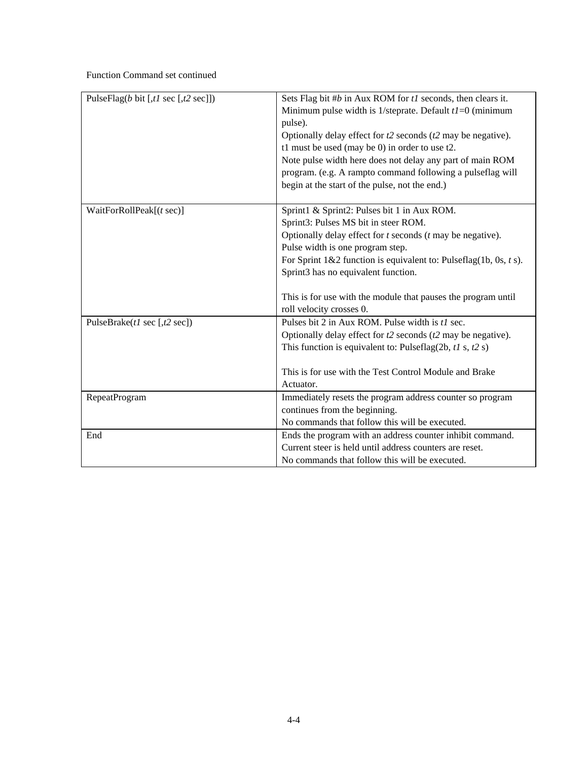Function Command set continued

| | |
|---|---|
| PulseFlag(*b* bit [,*t1* sec [,*t2* sec]]) | Sets Flag bit #*b* in Aux ROM for *t1* seconds, then clears it.<br>Minimum pulse width is 1/steprate. Default *t1*=0 (minimum pulse).<br>Optionally delay effect for *t2* seconds (*t2* may be negative).<br>t1 must be used (may be 0) in order to use t2.<br>Note pulse width here does not delay any part of main ROM program. (e.g. A rampto command following a pulseflag will begin at the start of the pulse, not the end.) |
| WaitForRollPeak[(*t* sec)] | Sprint1 & Sprint2: Pulses bit 1 in Aux ROM.<br>Sprint3: Pulses MS bit in steer ROM.<br>Optionally delay effect for *t* seconds (*t* may be negative).<br>Pulse width is one program step.<br>For Sprint 1&2 function is equivalent to: Pulseflag(1b, 0s, *t* s).<br>Sprint3 has no equivalent function.<br><br>This is for use with the module that pauses the program until roll velocity crosses 0. |
| PulseBrake(*t1* sec [,*t2* sec]) | Pulses bit 2 in Aux ROM. Pulse width is *t1* sec.<br>Optionally delay effect for *t2* seconds (*t2* may be negative).<br>This function is equivalent to: Pulseflag(2b, *t1* s, *t2* s)<br><br>This is for use with the Test Control Module and Brake Actuator. |
| RepeatProgram | Immediately resets the program address counter so program continues from the beginning.<br>No commands that follow this will be executed. |
| End | Ends the program with an address counter inhibit command.<br>Current steer is held until address counters are reset.<br>No commands that follow this will be executed. |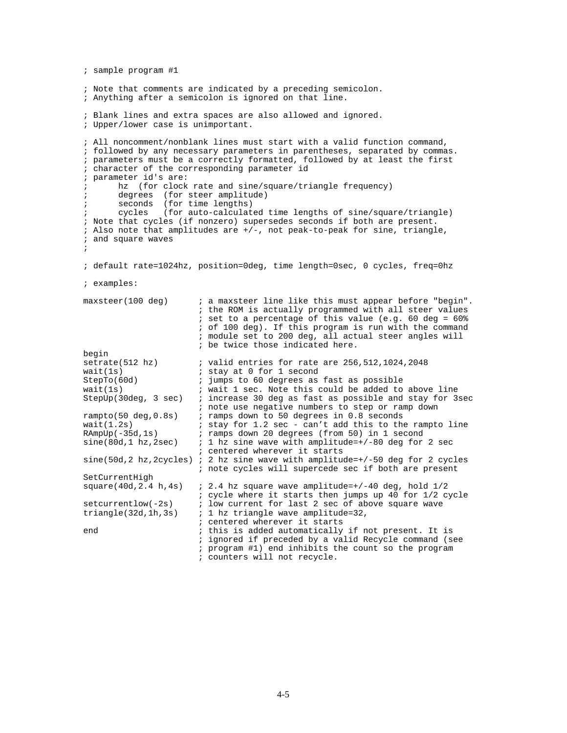```
; sample program #1

; Note that comments are indicated by a preceding semicolon.
; Anything after a semicolon is ignored on that line.

; Blank lines and extra spaces are also allowed and ignored.
; Upper/lower case is unimportant.

; All noncomment/nonblank lines must start with a valid function command,
; followed by any necessary parameters in parentheses, separated by commas.
; parameters must be a correctly formatted, followed by at least the first
; character of the corresponding parameter id
; parameter id's are:
;       hz  (for clock rate and sine/square/triangle frequency)
;       degrees  (for steer amplitude)
;       seconds  (for time lengths)
;       cycles   (for auto-calculated time lengths of sine/square/triangle)
; Note that cycles (if nonzero) supersedes seconds if both are present.
; Also note that amplitudes are +/-, not peak-to-peak for sine, triangle,
; and square waves
;

; default rate=1024hz, position=0deg, time length=0sec, 0 cycles, freq=0hz

; examples:

maxsteer(100 deg)      ; a maxsteer line like this must appear before "begin".
                       ; the ROM is actually programmed with all steer values
                       ; set to a percentage of this value (e.g. 60 deg = 60%
                       ; of 100 deg). If this program is run with the command
                       ; module set to 200 deg, all actual steer angles will
                       ; be twice those indicated here.
begin
setrate(512 hz)        ; valid entries for rate are 256,512,1024,2048
wait(1s)               ; stay at 0 for 1 second
StepTo(60d)            ; jumps to 60 degrees as fast as possible
wait(1s)               ; wait 1 sec. Note this could be added to above line
StepUp(30deg, 3 sec)   ; increase 30 deg as fast as possible and stay for 3sec
                       ; note use negative numbers to step or ramp down
rampto(50 deg,0.8s)    ; ramps down to 50 degrees in 0.8 seconds
wait(1.2s)             ; stay for 1.2 sec - can't add this to the rampto line
RAmpUp(-35d,1s)        ; ramps down 20 degrees (from 50) in 1 second
sine(80d,1 hz,2sec)    ; 1 hz sine wave with amplitude=+/-80 deg for 2 sec
                       ; centered wherever it starts
sine(50d,2 hz,2cycles) ; 2 hz sine wave with amplitude=+/-50 deg for 2 cycles
                       ; note cycles will supercede sec if both are present
SetCurrentHigh
square(40d,2.4 h,4s)   ; 2.4 hz square wave amplitude=+/-40 deg, hold 1/2
                       ; cycle where it starts then jumps up 40 for 1/2 cycle
setcurrentlow(-2s)     ; low current for last 2 sec of above square wave
triangle(32d,1h,3s)    ; 1 hz triangle wave amplitude=32,
                       ; centered wherever it starts
end                    ; this is added automatically if not present. It is
                       ; ignored if preceded by a valid Recycle command (see
                       ; program #1) end inhibits the count so the program
                       ; counters will not recycle.
```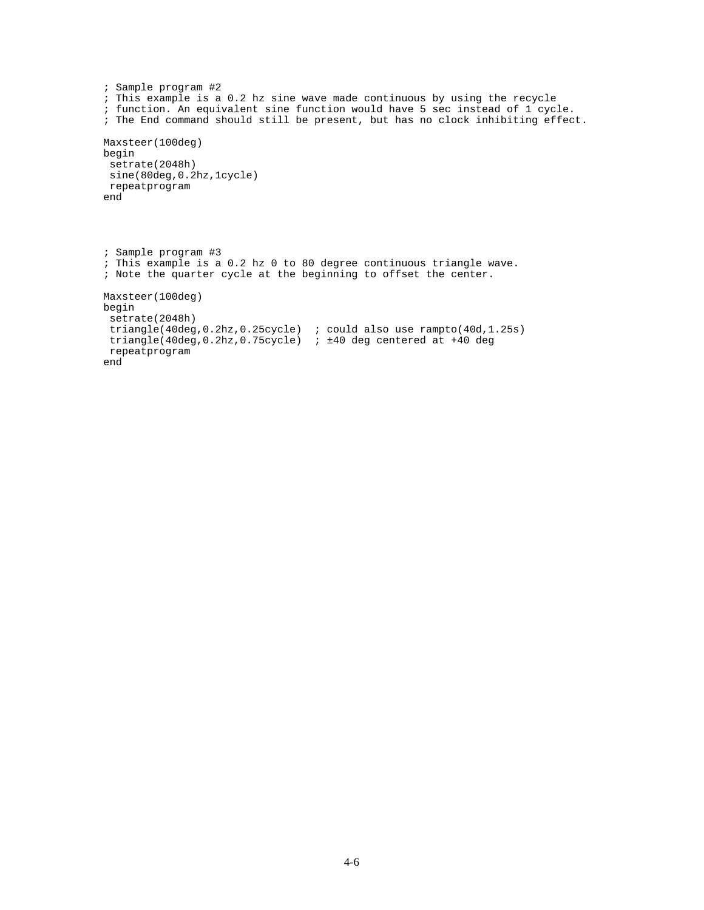```
; Sample program #2
; This example is a 0.2 hz sine wave made continuous by using the recycle
; function. An equivalent sine function would have 5 sec instead of 1 cycle.
; The End command should still be present, but has no clock inhibiting effect.

Maxsteer(100deg)
begin
 setrate(2048h)
 sine(80deg,0.2hz,1cycle)
 repeatprogram
end
```

```
; Sample program #3
; This example is a 0.2 hz 0 to 80 degree continuous triangle wave.
; Note the quarter cycle at the beginning to offset the center.

Maxsteer(100deg)
begin
 setrate(2048h)
 triangle(40deg,0.2hz,0.25cycle)  ; could also use rampto(40d,1.25s)
 triangle(40deg,0.2hz,0.75cycle)  ; ±40 deg centered at +40 deg
 repeatprogram
end
```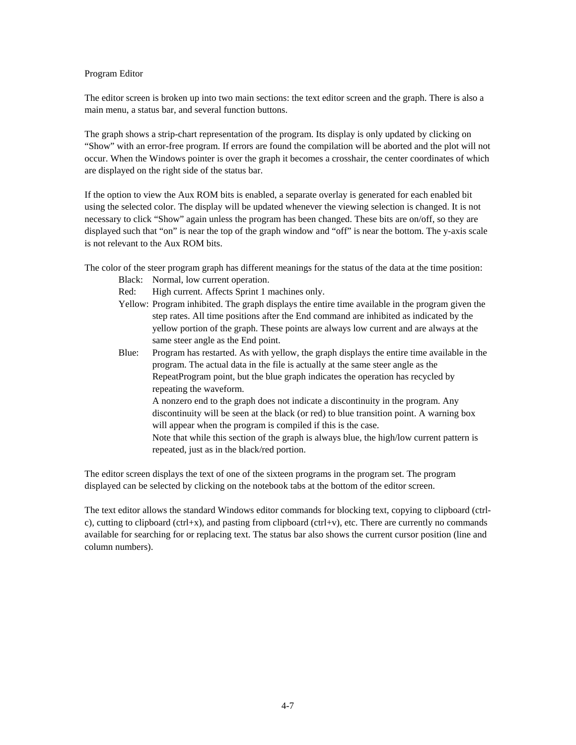## Program Editor

The editor screen is broken up into two main sections: the text editor screen and the graph. There is also a main menu, a status bar, and several function buttons.

The graph shows a strip-chart representation of the program. Its display is only updated by clicking on “Show” with an error-free program. If errors are found the compilation will be aborted and the plot will not occur. When the Windows pointer is over the graph it becomes a crosshair, the center coordinates of which are displayed on the right side of the status bar.

If the option to view the Aux ROM bits is enabled, a separate overlay is generated for each enabled bit using the selected color. The display will be updated whenever the viewing selection is changed. It is not necessary to click “Show” again unless the program has been changed. These bits are on/off, so they are displayed such that “on” is near the top of the graph window and “off” is near the bottom. The y-axis scale is not relevant to the Aux ROM bits.

The color of the steer program graph has different meanings for the status of the data at the time position:

- Black: Normal, low current operation.
- Red: High current. Affects Sprint 1 machines only.
- Yellow: Program inhibited. The graph displays the entire time available in the program given the step rates. All time positions after the End command are inhibited as indicated by the yellow portion of the graph. These points are always low current and are always at the same steer angle as the End point.
- Blue: Program has restarted. As with yellow, the graph displays the entire time available in the program. The actual data in the file is actually at the same steer angle as the RepeatProgram point, but the blue graph indicates the operation has recycled by repeating the waveform.

  A nonzero end to the graph does not indicate a discontinuity in the program. Any discontinuity will be seen at the black (or red) to blue transition point. A warning box will appear when the program is compiled if this is the case.

  Note that while this section of the graph is always blue, the high/low current pattern is repeated, just as in the black/red portion.

The editor screen displays the text of one of the sixteen programs in the program set. The program displayed can be selected by clicking on the notebook tabs at the bottom of the editor screen.

The text editor allows the standard Windows editor commands for blocking text, copying to clipboard (ctrl-c), cutting to clipboard (ctrl+x), and pasting from clipboard (ctrl+v), etc. There are currently no commands available for searching for or replacing text. The status bar also shows the current cursor position (line and column numbers).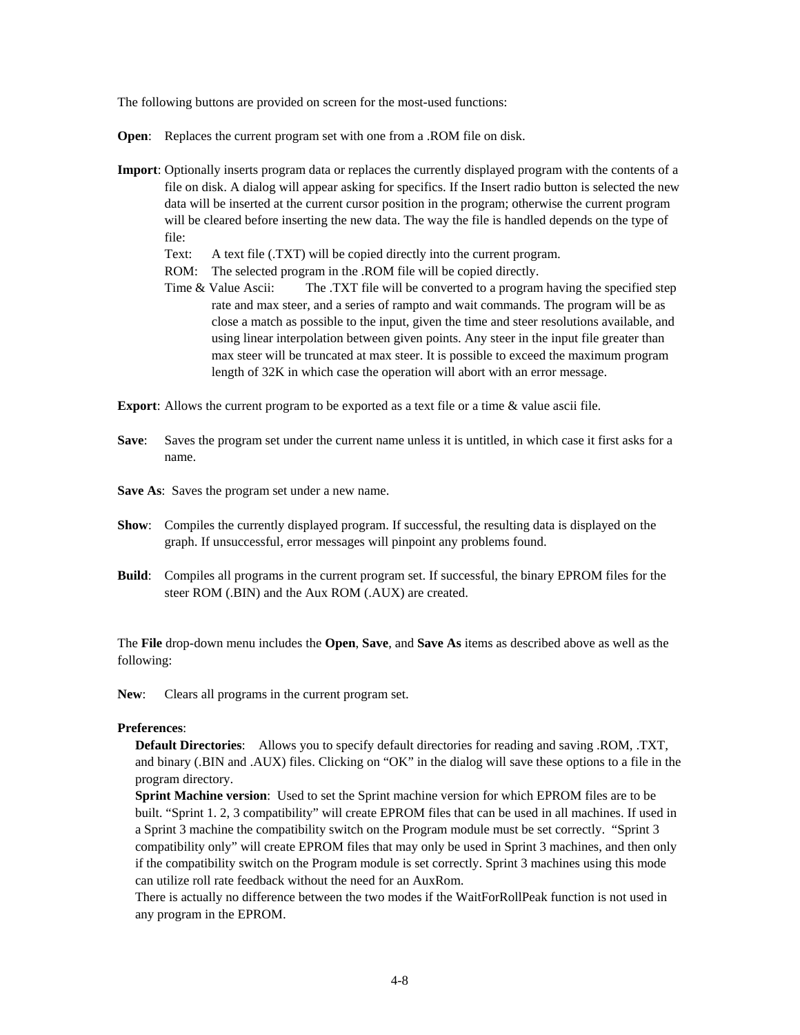The following buttons are provided on screen for the most-used functions:

**Open**: Replaces the current program set with one from a .ROM file on disk.

**Import**: Optionally inserts program data or replaces the currently displayed program with the contents of a file on disk. A dialog will appear asking for specifics. If the Insert radio button is selected the new data will be inserted at the current cursor position in the program; otherwise the current program will be cleared before inserting the new data. The way the file is handled depends on the type of file:

- Text: A text file (.TXT) will be copied directly into the current program.
- ROM: The selected program in the .ROM file will be copied directly.
- Time & Value Ascii: The .TXT file will be converted to a program having the specified step rate and max steer, and a series of rampto and wait commands. The program will be as close a match as possible to the input, given the time and steer resolutions available, and using linear interpolation between given points. Any steer in the input file greater than max steer will be truncated at max steer. It is possible to exceed the maximum program length of 32K in which case the operation will abort with an error message.

**Export**: Allows the current program to be exported as a text file or a time & value ascii file.

**Save**: Saves the program set under the current name unless it is untitled, in which case it first asks for a name.

**Save As**: Saves the program set under a new name.

**Show**: Compiles the currently displayed program. If successful, the resulting data is displayed on the graph. If unsuccessful, error messages will pinpoint any problems found.

**Build**: Compiles all programs in the current program set. If successful, the binary EPROM files for the steer ROM (.BIN) and the Aux ROM (.AUX) are created.

The **File** drop-down menu includes the **Open**, **Save**, and **Save As** items as described above as well as the following:

**New**: Clears all programs in the current program set.

**Preferences**:

**Default Directories**: Allows you to specify default directories for reading and saving .ROM, .TXT, and binary (.BIN and .AUX) files. Clicking on "OK" in the dialog will save these options to a file in the program directory.

**Sprint Machine version**: Used to set the Sprint machine version for which EPROM files are to be built. "Sprint 1. 2, 3 compatibility" will create EPROM files that can be used in all machines. If used in a Sprint 3 machine the compatibility switch on the Program module must be set correctly. "Sprint 3 compatibility only" will create EPROM files that may only be used in Sprint 3 machines, and then only if the compatibility switch on the Program module is set correctly. Sprint 3 machines using this mode can utilize roll rate feedback without the need for an AuxRom.

There is actually no difference between the two modes if the WaitForRollPeak function is not used in any program in the EPROM.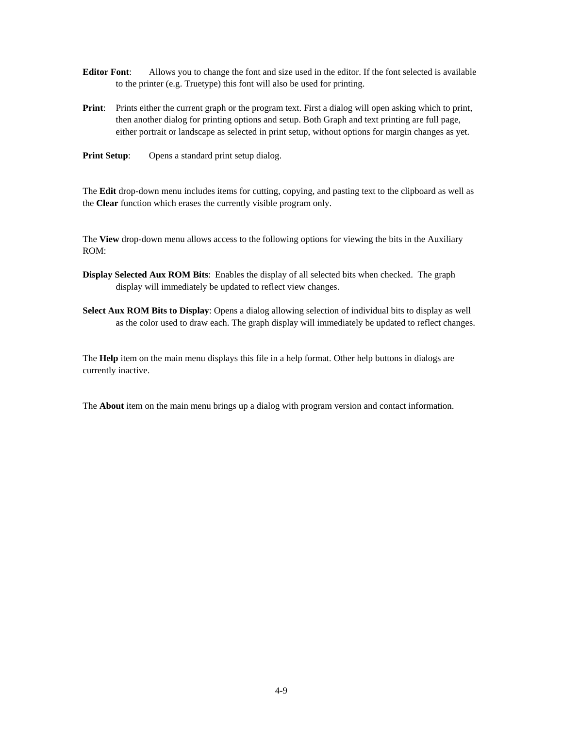**Editor Font**: Allows you to change the font and size used in the editor. If the font selected is available to the printer (e.g. Truetype) this font will also be used for printing.

**Print**: Prints either the current graph or the program text. First a dialog will open asking which to print, then another dialog for printing options and setup. Both Graph and text printing are full page, either portrait or landscape as selected in print setup, without options for margin changes as yet.

**Print Setup**: Opens a standard print setup dialog.

The **Edit** drop-down menu includes items for cutting, copying, and pasting text to the clipboard as well as the **Clear** function which erases the currently visible program only.

The **View** drop-down menu allows access to the following options for viewing the bits in the Auxiliary ROM:

**Display Selected Aux ROM Bits**: Enables the display of all selected bits when checked. The graph display will immediately be updated to reflect view changes.

**Select Aux ROM Bits to Display**: Opens a dialog allowing selection of individual bits to display as well as the color used to draw each. The graph display will immediately be updated to reflect changes.

The **Help** item on the main menu displays this file in a help format. Other help buttons in dialogs are currently inactive.

The **About** item on the main menu brings up a dialog with program version and contact information.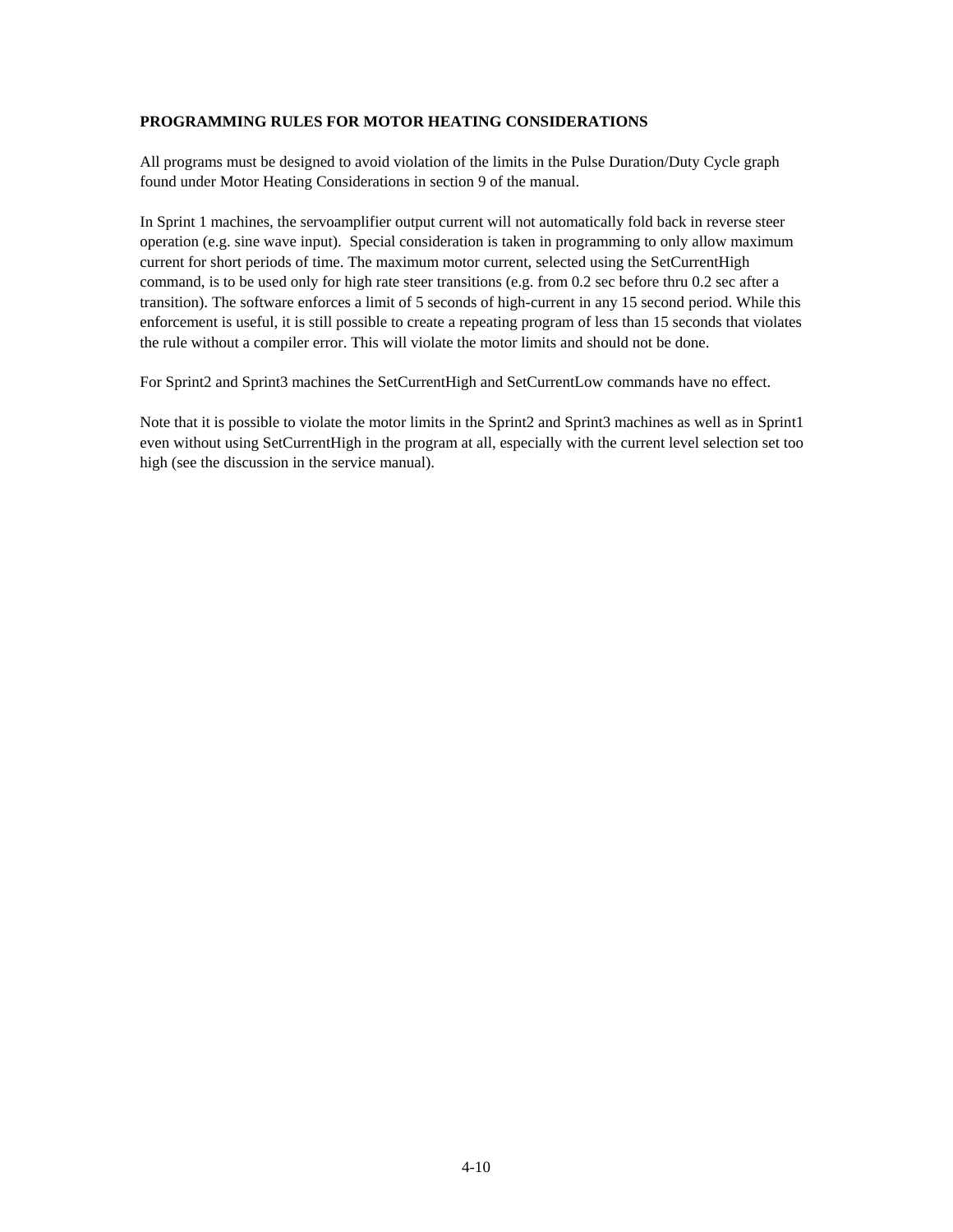**PROGRAMMING RULES FOR MOTOR HEATING CONSIDERATIONS**

All programs must be designed to avoid violation of the limits in the Pulse Duration/Duty Cycle graph found under Motor Heating Considerations in section 9 of the manual.

In Sprint 1 machines, the servoamplifier output current will not automatically fold back in reverse steer operation (e.g. sine wave input). Special consideration is taken in programming to only allow maximum current for short periods of time. The maximum motor current, selected using the SetCurrentHigh command, is to be used only for high rate steer transitions (e.g. from 0.2 sec before thru 0.2 sec after a transition). The software enforces a limit of 5 seconds of high-current in any 15 second period. While this enforcement is useful, it is still possible to create a repeating program of less than 15 seconds that violates the rule without a compiler error. This will violate the motor limits and should not be done.

For Sprint2 and Sprint3 machines the SetCurrentHigh and SetCurrentLow commands have no effect.

Note that it is possible to violate the motor limits in the Sprint2 and Sprint3 machines as well as in Sprint1 even without using SetCurrentHigh in the program at all, especially with the current level selection set too high (see the discussion in the service manual).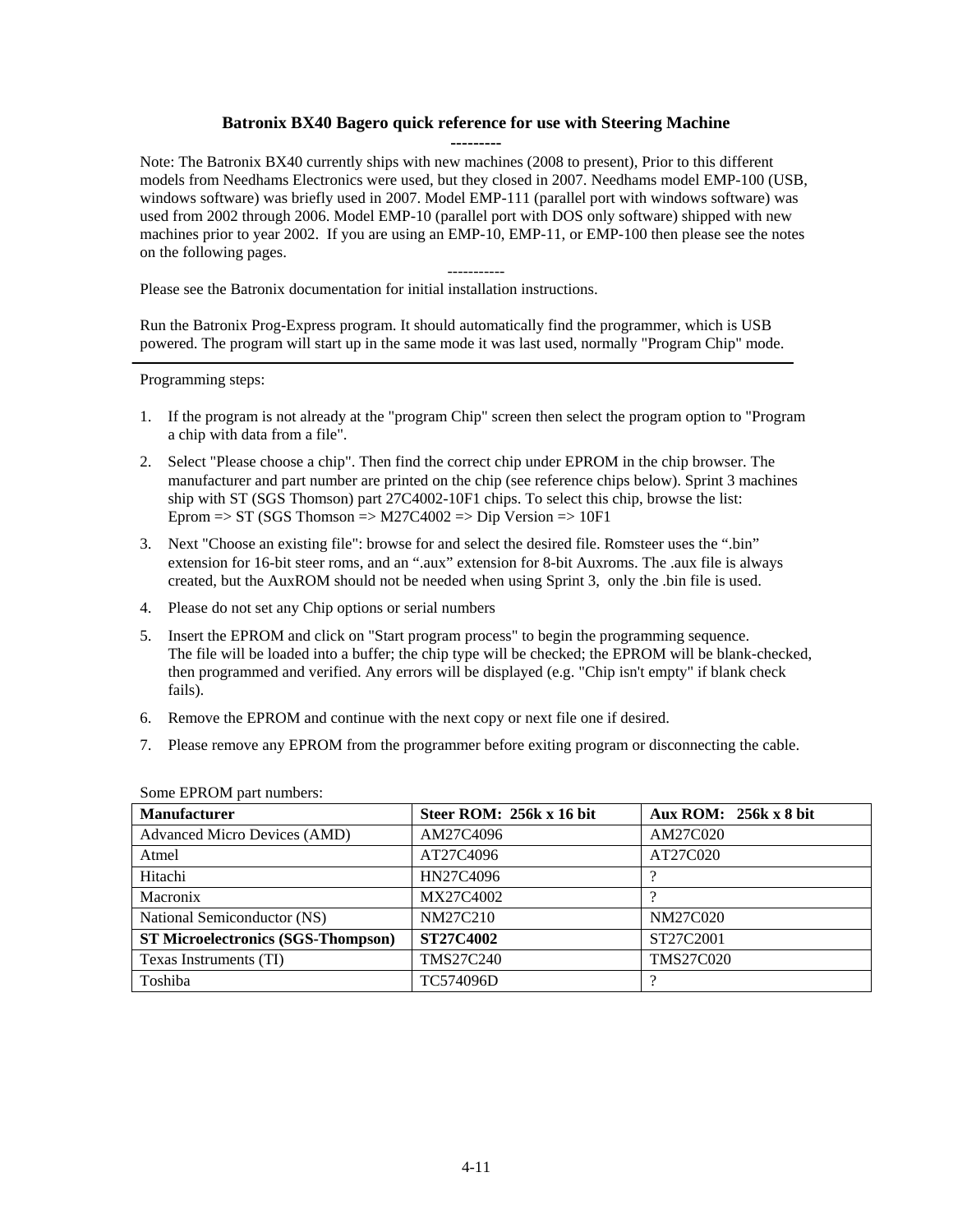## Batronix BX40 Bagero quick reference for use with Steering Machine

---------

Note: The Batronix BX40 currently ships with new machines (2008 to present), Prior to this different models from Needhams Electronics were used, but they closed in 2007. Needhams model EMP-100 (USB, windows software) was briefly used in 2007. Model EMP-111 (parallel port with windows software) was used from 2002 through 2006. Model EMP-10 (parallel port with DOS only software) shipped with new machines prior to year 2002. If you are using an EMP-10, EMP-11, or EMP-100 then please see the notes on the following pages.

-----------

Please see the Batronix documentation for initial installation instructions.

Run the Batronix Prog-Express program. It should automatically find the programmer, which is USB powered. The program will start up in the same mode it was last used, normally "Program Chip" mode.

---

Programming steps:

1. If the program is not already at the "program Chip" screen then select the program option to "Program a chip with data from a file".
2. Select "Please choose a chip". Then find the correct chip under EPROM in the chip browser. The manufacturer and part number are printed on the chip (see reference chips below). Sprint 3 machines ship with ST (SGS Thomson) part 27C4002-10F1 chips. To select this chip, browse the list:
   Eprom => ST (SGS Thomson => M27C4002 => Dip Version => 10F1
3. Next "Choose an existing file": browse for and select the desired file. Romsteer uses the “.bin” extension for 16-bit steer roms, and an “.aux” extension for 8-bit Auxroms. The .aux file is always created, but the AuxROM should not be needed when using Sprint 3, only the .bin file is used.
4. Please do not set any Chip options or serial numbers
5. Insert the EPROM and click on "Start program process" to begin the programming sequence.
   The file will be loaded into a buffer; the chip type will be checked; the EPROM will be blank-checked, then programmed and verified. Any errors will be displayed (e.g. "Chip isn't empty" if blank check fails).
6. Remove the EPROM and continue with the next copy or next file one if desired.
7. Please remove any EPROM from the programmer before exiting program or disconnecting the cable.

Some EPROM part numbers:

| **Manufacturer** | **Steer ROM: 256k x 16 bit** | **Aux ROM: 256k x 8 bit** |
|---|---|---|
| Advanced Micro Devices (AMD) | AM27C4096 | AM27C020 |
| Atmel | AT27C4096 | AT27C020 |
| Hitachi | HN27C4096 | ? |
| Macronix | MX27C4002 | ? |
| National Semiconductor (NS) | NM27C210 | NM27C020 |
| **ST Microelectronics (SGS-Thompson)** | **ST27C4002** | ST27C2001 |
| Texas Instruments (TI) | TMS27C240 | TMS27C020 |
| Toshiba | TC574096D | ? |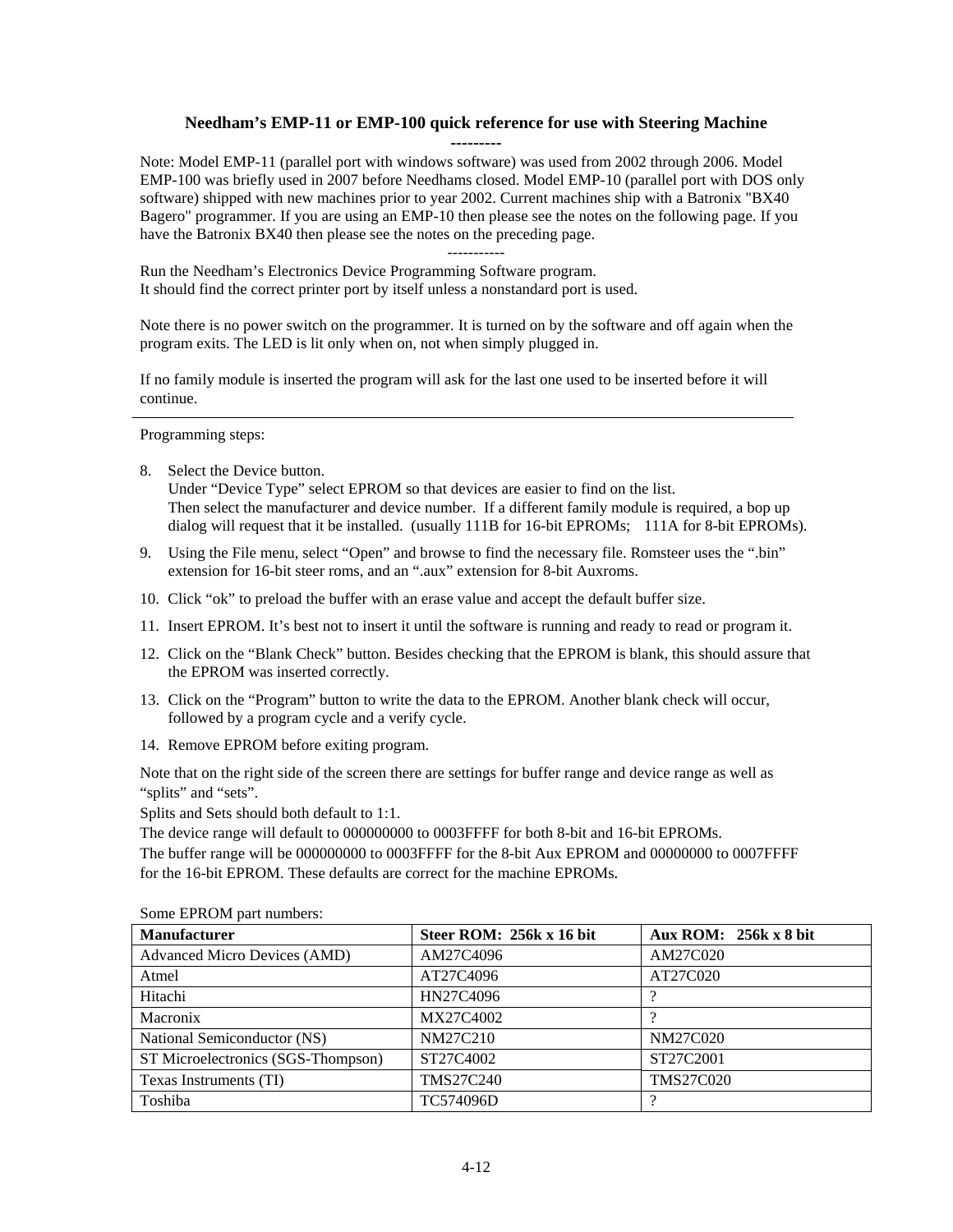## Needham's EMP-11 or EMP-100 quick reference for use with Steering Machine

---------

Note: Model EMP-11 (parallel port with windows software) was used from 2002 through 2006. Model EMP-100 was briefly used in 2007 before Needhams closed. Model EMP-10 (parallel port with DOS only software) shipped with new machines prior to year 2002. Current machines ship with a Batronix "BX40 Bagero" programmer. If you are using an EMP-10 then please see the notes on the following page. If you have the Batronix BX40 then please see the notes on the preceding page.

-----------

Run the Needham's Electronics Device Programming Software program.
It should find the correct printer port by itself unless a nonstandard port is used.

Note there is no power switch on the programmer. It is turned on by the software and off again when the program exits. The LED is lit only when on, not when simply plugged in.

If no family module is inserted the program will ask for the last one used to be inserted before it will continue.

---

Programming steps:

8. Select the Device button.
   Under "Device Type" select EPROM so that devices are easier to find on the list.
   Then select the manufacturer and device number. If a different family module is required, a bop up dialog will request that it be installed. (usually 111B for 16-bit EPROMs; 111A for 8-bit EPROMs).
9. Using the File menu, select "Open" and browse to find the necessary file. Romsteer uses the ".bin" extension for 16-bit steer roms, and an ".aux" extension for 8-bit Auxroms.
10. Click "ok" to preload the buffer with an erase value and accept the default buffer size.
11. Insert EPROM. It's best not to insert it until the software is running and ready to read or program it.
12. Click on the "Blank Check" button. Besides checking that the EPROM is blank, this should assure that the EPROM was inserted correctly.
13. Click on the "Program" button to write the data to the EPROM. Another blank check will occur, followed by a program cycle and a verify cycle.
14. Remove EPROM before exiting program.

Note that on the right side of the screen there are settings for buffer range and device range as well as "splits" and "sets".
Splits and Sets should both default to 1:1.
The device range will default to 000000000 to 0003FFFF for both 8-bit and 16-bit EPROMs.
The buffer range will be 000000000 to 0003FFFF for the 8-bit Aux EPROM and 00000000 to 0007FFFF for the 16-bit EPROM. These defaults are correct for the machine EPROMs.

Some EPROM part numbers:

| Manufacturer | Steer ROM: 256k x 16 bit | Aux ROM: 256k x 8 bit |
|---|---|---|
| Advanced Micro Devices (AMD) | AM27C4096 | AM27C020 |
| Atmel | AT27C4096 | AT27C020 |
| Hitachi | HN27C4096 | ? |
| Macronix | MX27C4002 | ? |
| National Semiconductor (NS) | NM27C210 | NM27C020 |
| ST Microelectronics (SGS-Thompson) | ST27C4002 | ST27C2001 |
| Texas Instruments (TI) | TMS27C240 | TMS27C020 |
| Toshiba | TC574096D | ? |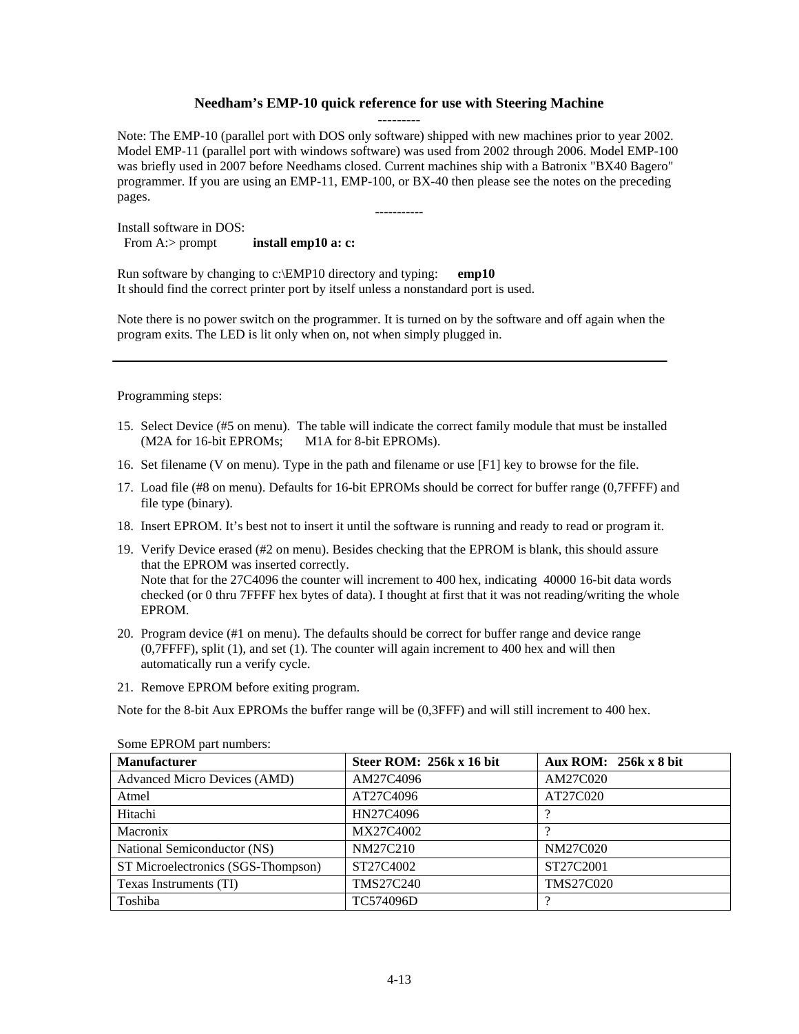### Needham's EMP-10 quick reference for use with Steering Machine

---------

Note: The EMP-10 (parallel port with DOS only software) shipped with new machines prior to year 2002. Model EMP-11 (parallel port with windows software) was used from 2002 through 2006. Model EMP-100 was briefly used in 2007 before Needhams closed. Current machines ship with a Batronix "BX40 Bagero" programmer. If you are using an EMP-11, EMP-100, or BX-40 then please see the notes on the preceding pages.

-----------

Install software in DOS:
  From A:> prompt        **install emp10 a: c:**

Run software by changing to c:\EMP10 directory and typing:    **emp10**
It should find the correct printer port by itself unless a nonstandard port is used.

Note there is no power switch on the programmer. It is turned on by the software and off again when the program exits. The LED is lit only when on, not when simply plugged in.

---

Programming steps:

15. Select Device (#5 on menu). The table will indicate the correct family module that must be installed (M2A for 16-bit EPROMs;    M1A for 8-bit EPROMs).
16. Set filename (V on menu). Type in the path and filename or use [F1] key to browse for the file.
17. Load file (#8 on menu). Defaults for 16-bit EPROMs should be correct for buffer range (0,7FFFF) and file type (binary).
18. Insert EPROM. It's best not to insert it until the software is running and ready to read or program it.
19. Verify Device erased (#2 on menu). Besides checking that the EPROM is blank, this should assure that the EPROM was inserted correctly.
    Note that for the 27C4096 the counter will increment to 400 hex, indicating 40000 16-bit data words checked (or 0 thru 7FFFF hex bytes of data). I thought at first that it was not reading/writing the whole EPROM.
20. Program device (#1 on menu). The defaults should be correct for buffer range and device range (0,7FFFF), split (1), and set (1). The counter will again increment to 400 hex and will then automatically run a verify cycle.
21. Remove EPROM before exiting program.

Note for the 8-bit Aux EPROMs the buffer range will be (0,3FFF) and will still increment to 400 hex.

Some EPROM part numbers:

| Manufacturer | Steer ROM: 256k x 16 bit | Aux ROM: 256k x 8 bit |
|---|---|---|
| Advanced Micro Devices (AMD) | AM27C4096 | AM27C020 |
| Atmel | AT27C4096 | AT27C020 |
| Hitachi | HN27C4096 | ? |
| Macronix | MX27C4002 | ? |
| National Semiconductor (NS) | NM27C210 | NM27C020 |
| ST Microelectronics (SGS-Thompson) | ST27C4002 | ST27C2001 |
| Texas Instruments (TI) | TMS27C240 | TMS27C020 |
| Toshiba | TC574096D | ? |